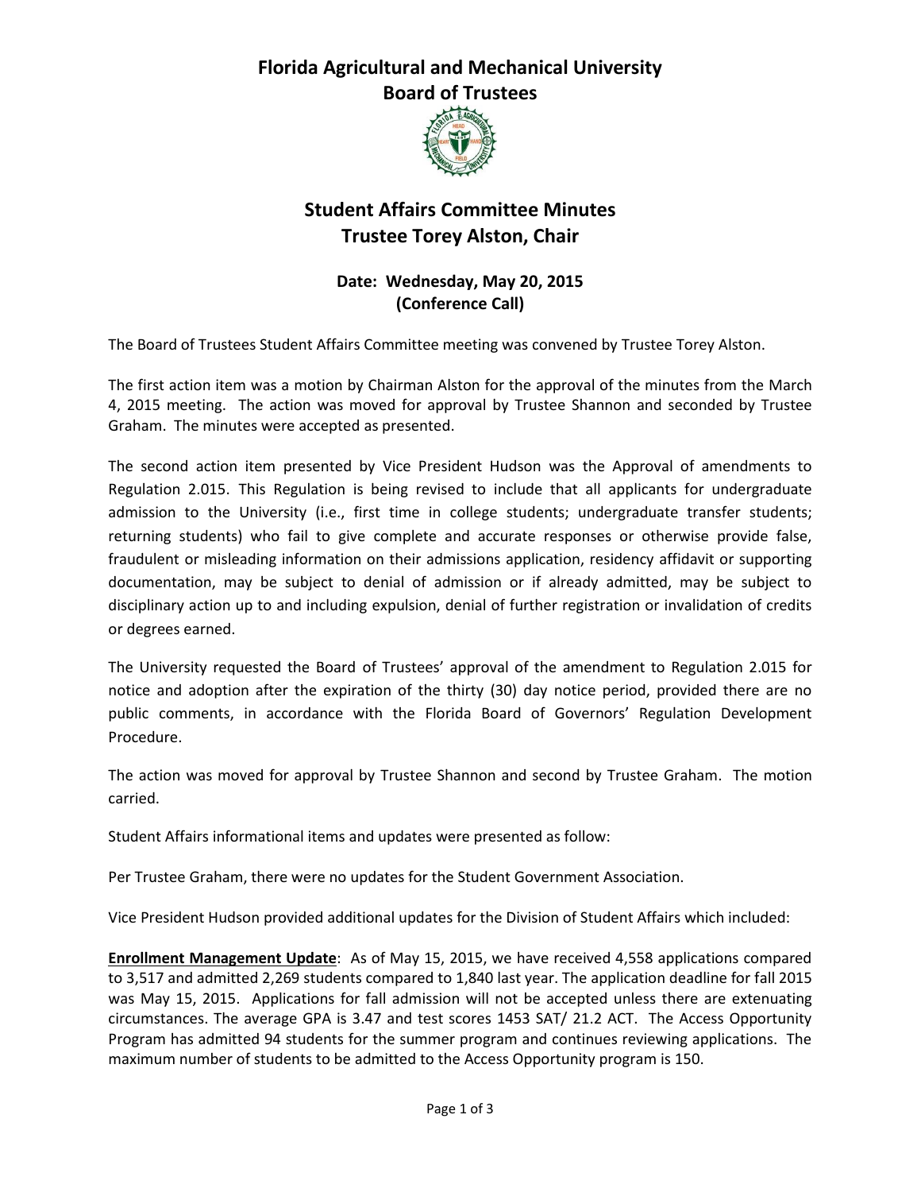# Florida Agricultural and Mechanical University
# Board of Trustees

## Student Affairs Committee Minutes
## Trustee Torey Alston, Chair

### Date: Wednesday, May 20, 2015
### (Conference Call)

The Board of Trustees Student Affairs Committee meeting was convened by Trustee Torey Alston.

The first action item was a motion by Chairman Alston for the approval of the minutes from the March 4, 2015 meeting. The action was moved for approval by Trustee Shannon and seconded by Trustee Graham. The minutes were accepted as presented.

The second action item presented by Vice President Hudson was the Approval of amendments to Regulation 2.015. This Regulation is being revised to include that all applicants for undergraduate admission to the University (i.e., first time in college students; undergraduate transfer students; returning students) who fail to give complete and accurate responses or otherwise provide false, fraudulent or misleading information on their admissions application, residency affidavit or supporting documentation, may be subject to denial of admission or if already admitted, may be subject to disciplinary action up to and including expulsion, denial of further registration or invalidation of credits or degrees earned.

The University requested the Board of Trustees' approval of the amendment to Regulation 2.015 for notice and adoption after the expiration of the thirty (30) day notice period, provided there are no public comments, in accordance with the Florida Board of Governors' Regulation Development Procedure.

The action was moved for approval by Trustee Shannon and second by Trustee Graham. The motion carried.

Student Affairs informational items and updates were presented as follow:

Per Trustee Graham, there were no updates for the Student Government Association.

Vice President Hudson provided additional updates for the Division of Student Affairs which included:

**Enrollment Management Update**: As of May 15, 2015, we have received 4,558 applications compared to 3,517 and admitted 2,269 students compared to 1,840 last year. The application deadline for fall 2015 was May 15, 2015. Applications for fall admission will not be accepted unless there are extenuating circumstances. The average GPA is 3.47 and test scores 1453 SAT/ 21.2 ACT. The Access Opportunity Program has admitted 94 students for the summer program and continues reviewing applications. The maximum number of students to be admitted to the Access Opportunity program is 150.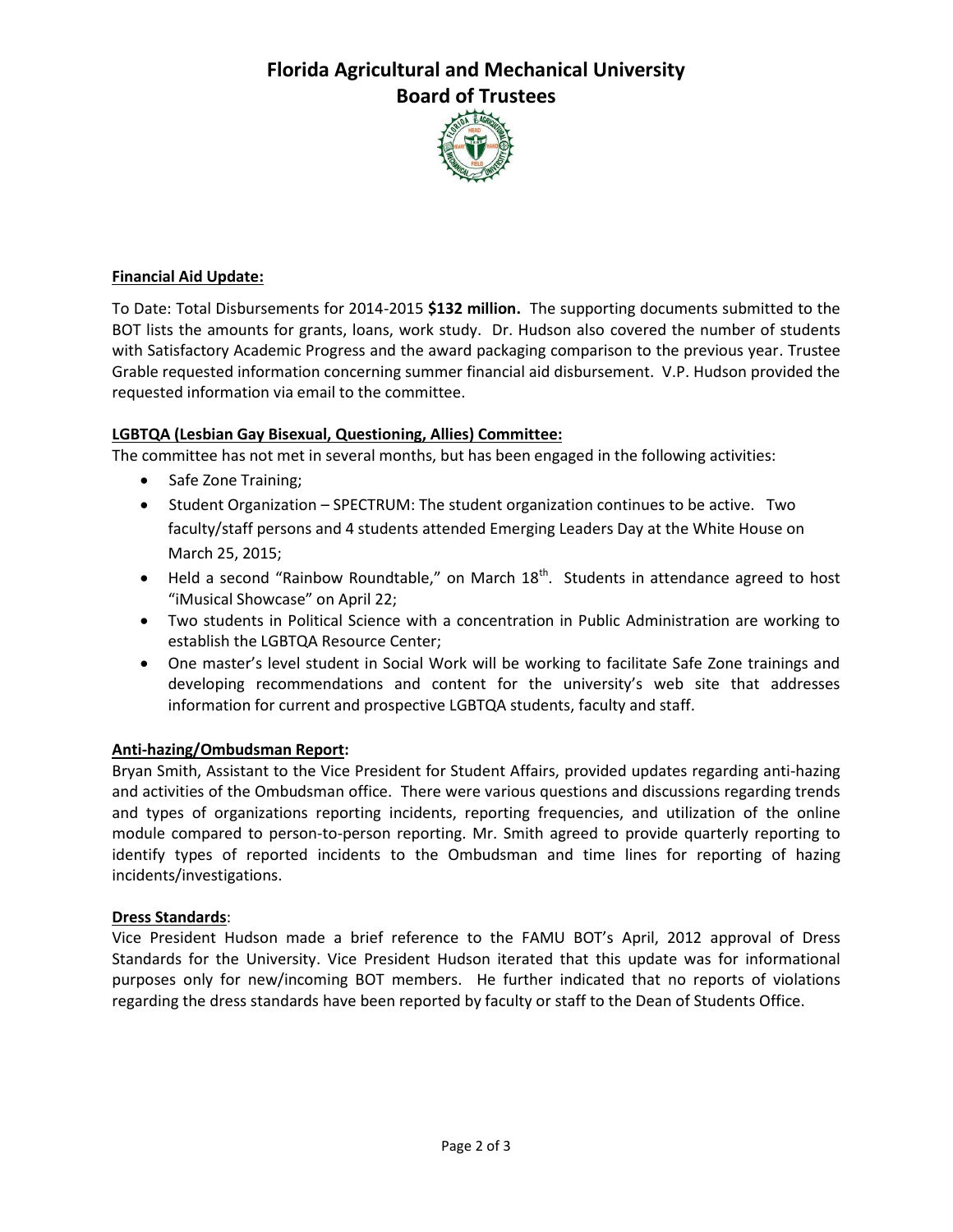**Financial Aid Update:**

To Date: Total Disbursements for 2014-2015 **$132 million.** The supporting documents submitted to the BOT lists the amounts for grants, loans, work study. Dr. Hudson also covered the number of students with Satisfactory Academic Progress and the award packaging comparison to the previous year. Trustee Grable requested information concerning summer financial aid disbursement. V.P. Hudson provided the requested information via email to the committee.

**LGBTQA (Lesbian Gay Bisexual, Questioning, Allies) Committee:**

The committee has not met in several months, but has been engaged in the following activities:

- Safe Zone Training;
- Student Organization – SPECTRUM: The student organization continues to be active. Two faculty/staff persons and 4 students attended Emerging Leaders Day at the White House on March 25, 2015;
- Held a second "Rainbow Roundtable," on March 18th. Students in attendance agreed to host "iMusical Showcase" on April 22;
- Two students in Political Science with a concentration in Public Administration are working to establish the LGBTQA Resource Center;
- One master's level student in Social Work will be working to facilitate Safe Zone trainings and developing recommendations and content for the university's web site that addresses information for current and prospective LGBTQA students, faculty and staff.

**Anti-hazing/Ombudsman Report:**

Bryan Smith, Assistant to the Vice President for Student Affairs, provided updates regarding anti-hazing and activities of the Ombudsman office. There were various questions and discussions regarding trends and types of organizations reporting incidents, reporting frequencies, and utilization of the online module compared to person-to-person reporting. Mr. Smith agreed to provide quarterly reporting to identify types of reported incidents to the Ombudsman and time lines for reporting of hazing incidents/investigations.

**Dress Standards**:

Vice President Hudson made a brief reference to the FAMU BOT's April, 2012 approval of Dress Standards for the University. Vice President Hudson iterated that this update was for informational purposes only for new/incoming BOT members. He further indicated that no reports of violations regarding the dress standards have been reported by faculty or staff to the Dean of Students Office.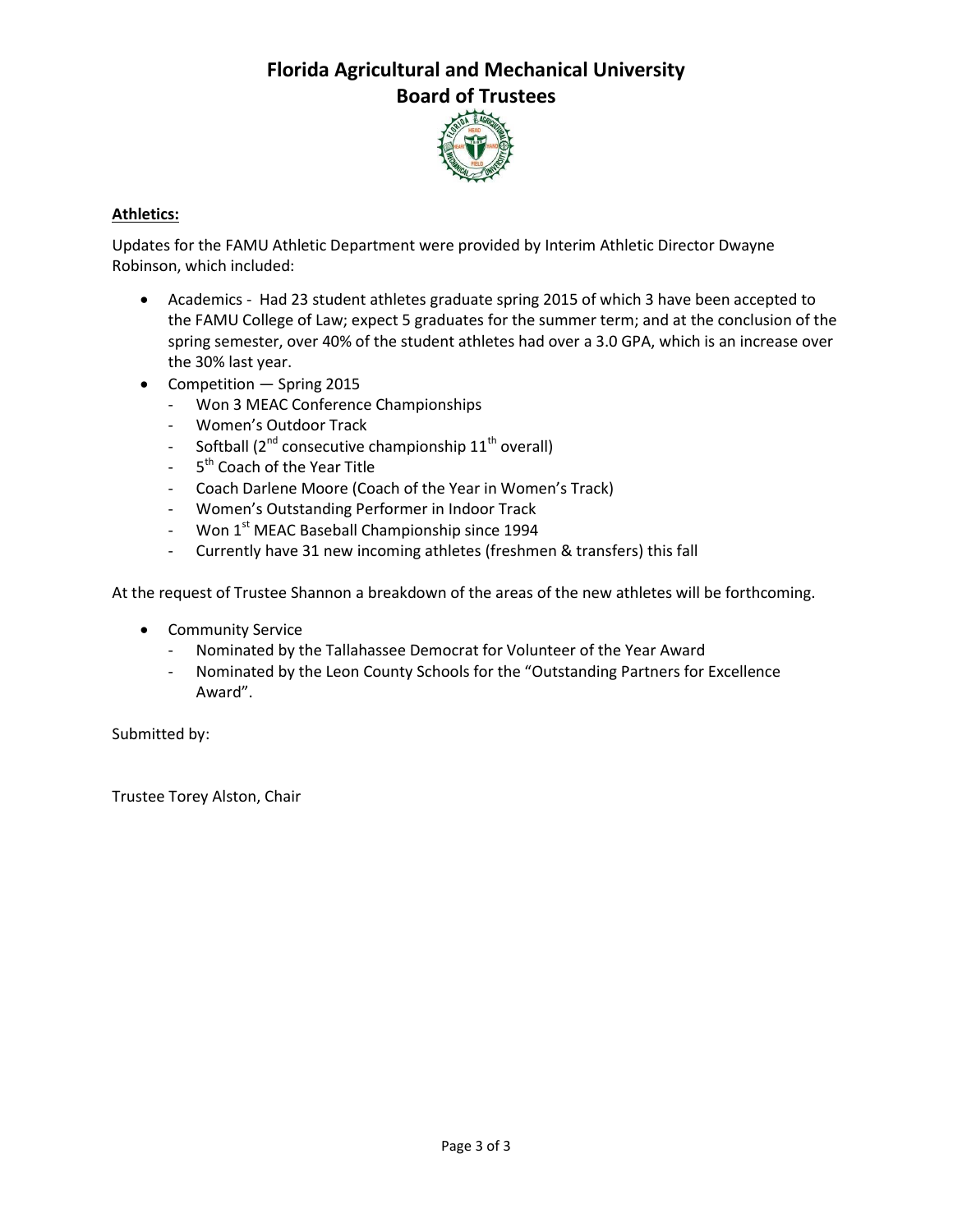# Florida Agricultural and Mechanical University
## Board of Trustees

**Athletics:**

Updates for the FAMU Athletic Department were provided by Interim Athletic Director Dwayne Robinson, which included:

- Academics - Had 23 student athletes graduate spring 2015 of which 3 have been accepted to the FAMU College of Law; expect 5 graduates for the summer term; and at the conclusion of the spring semester, over 40% of the student athletes had over a 3.0 GPA, which is an increase over the 30% last year.
- Competition — Spring 2015
  - Won 3 MEAC Conference Championships
  - Women's Outdoor Track
  - Softball (2nd consecutive championship 11th overall)
  - 5th Coach of the Year Title
  - Coach Darlene Moore (Coach of the Year in Women's Track)
  - Women's Outstanding Performer in Indoor Track
  - Won 1st MEAC Baseball Championship since 1994
  - Currently have 31 new incoming athletes (freshmen & transfers) this fall

At the request of Trustee Shannon a breakdown of the areas of the new athletes will be forthcoming.

- Community Service
  - Nominated by the Tallahassee Democrat for Volunteer of the Year Award
  - Nominated by the Leon County Schools for the "Outstanding Partners for Excellence Award".

Submitted by:

Trustee Torey Alston, Chair